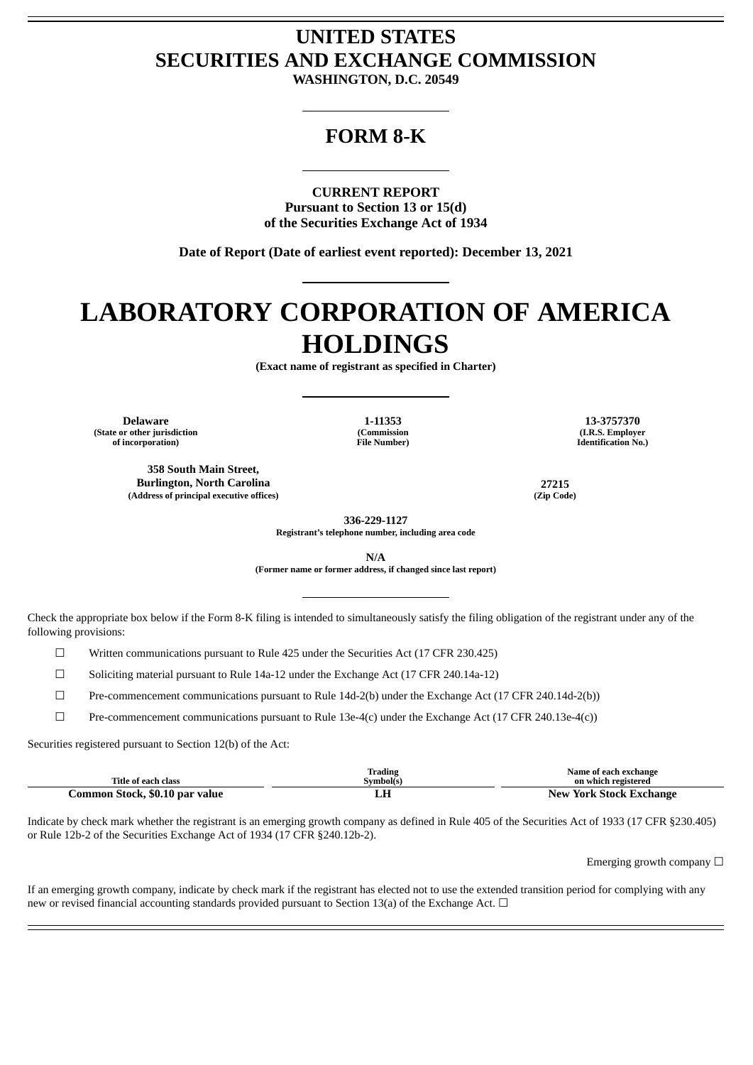# UNITED STATES
# SECURITIES AND EXCHANGE COMMISSION

**WASHINGTON, D.C. 20549**

## FORM 8-K

**CURRENT REPORT**
**Pursuant to Section 13 or 15(d)**
**of the Securities Exchange Act of 1934**

**Date of Report (Date of earliest event reported): December 13, 2021**

# LABORATORY CORPORATION OF AMERICA HOLDINGS

**(Exact name of registrant as specified in Charter)**

| **Delaware** | **1-11353** | **13-3757370** |
|---|---|---|
| **(State or other jurisdiction of incorporation)** | **(Commission File Number)** | **(I.R.S. Employer Identification No.)** |

| **358 South Main Street, Burlington, North Carolina** | **27215** |
|---|---|
| **(Address of principal executive offices)** | **(Zip Code)** |

**336-229-1127**
**Registrant's telephone number, including area code**

**N/A**
**(Former name or former address, if changed since last report)**

Check the appropriate box below if the Form 8-K filing is intended to simultaneously satisfy the filing obligation of the registrant under any of the following provisions:

☐ Written communications pursuant to Rule 425 under the Securities Act (17 CFR 230.425)

☐ Soliciting material pursuant to Rule 14a-12 under the Exchange Act (17 CFR 240.14a-12)

☐ Pre-commencement communications pursuant to Rule 14d-2(b) under the Exchange Act (17 CFR 240.14d-2(b))

☐ Pre-commencement communications pursuant to Rule 13e-4(c) under the Exchange Act (17 CFR 240.13e-4(c))

Securities registered pursuant to Section 12(b) of the Act:

| Title of each class | Trading Symbol(s) | Name of each exchange on which registered |
|---|---|---|
| **Common Stock, $0.10 par value** | **LH** | **New York Stock Exchange** |

Indicate by check mark whether the registrant is an emerging growth company as defined in Rule 405 of the Securities Act of 1933 (17 CFR §230.405) or Rule 12b-2 of the Securities Exchange Act of 1934 (17 CFR §240.12b-2).

Emerging growth company ☐

If an emerging growth company, indicate by check mark if the registrant has elected not to use the extended transition period for complying with any new or revised financial accounting standards provided pursuant to Section 13(a) of the Exchange Act. ☐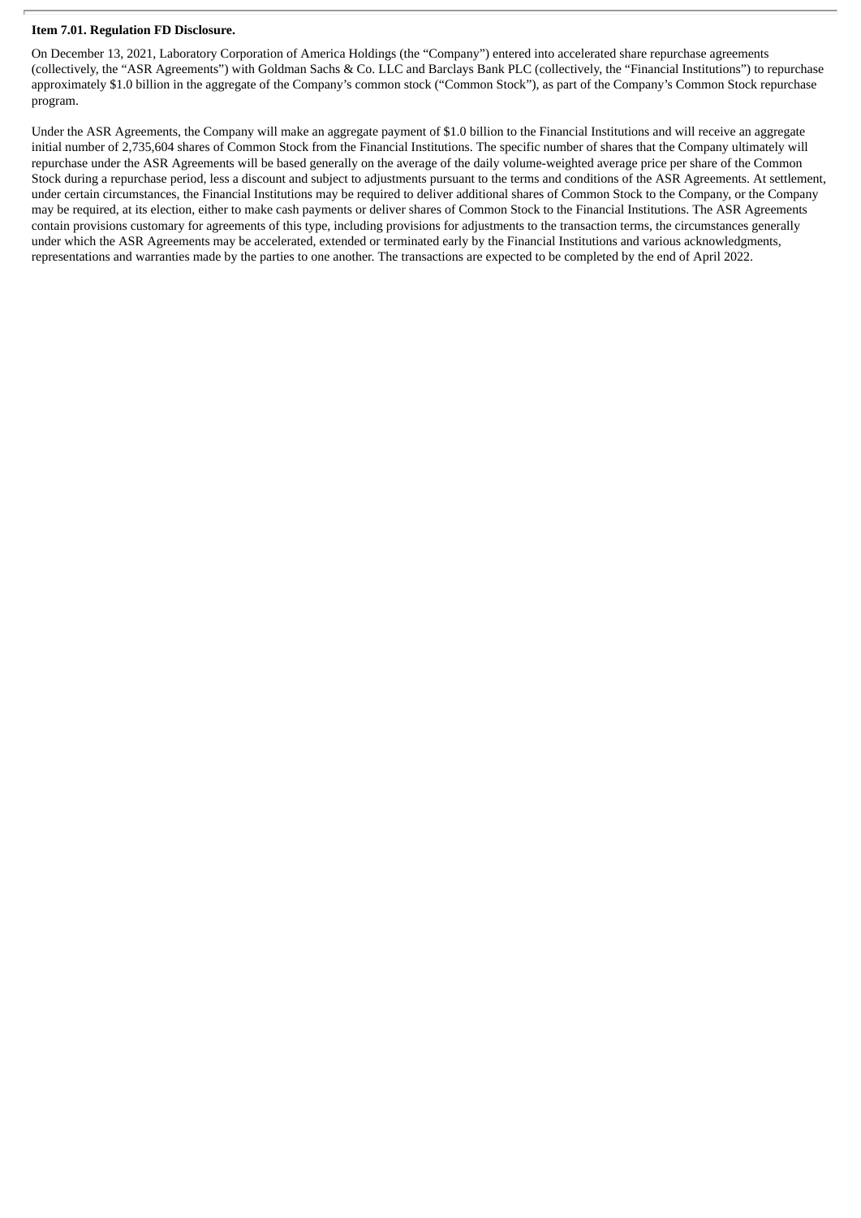**Item 7.01. Regulation FD Disclosure.**

On December 13, 2021, Laboratory Corporation of America Holdings (the "Company") entered into accelerated share repurchase agreements (collectively, the "ASR Agreements") with Goldman Sachs & Co. LLC and Barclays Bank PLC (collectively, the "Financial Institutions") to repurchase approximately $1.0 billion in the aggregate of the Company's common stock ("Common Stock"), as part of the Company's Common Stock repurchase program.

Under the ASR Agreements, the Company will make an aggregate payment of $1.0 billion to the Financial Institutions and will receive an aggregate initial number of 2,735,604 shares of Common Stock from the Financial Institutions. The specific number of shares that the Company ultimately will repurchase under the ASR Agreements will be based generally on the average of the daily volume-weighted average price per share of the Common Stock during a repurchase period, less a discount and subject to adjustments pursuant to the terms and conditions of the ASR Agreements. At settlement, under certain circumstances, the Financial Institutions may be required to deliver additional shares of Common Stock to the Company, or the Company may be required, at its election, either to make cash payments or deliver shares of Common Stock to the Financial Institutions. The ASR Agreements contain provisions customary for agreements of this type, including provisions for adjustments to the transaction terms, the circumstances generally under which the ASR Agreements may be accelerated, extended or terminated early by the Financial Institutions and various acknowledgments, representations and warranties made by the parties to one another. The transactions are expected to be completed by the end of April 2022.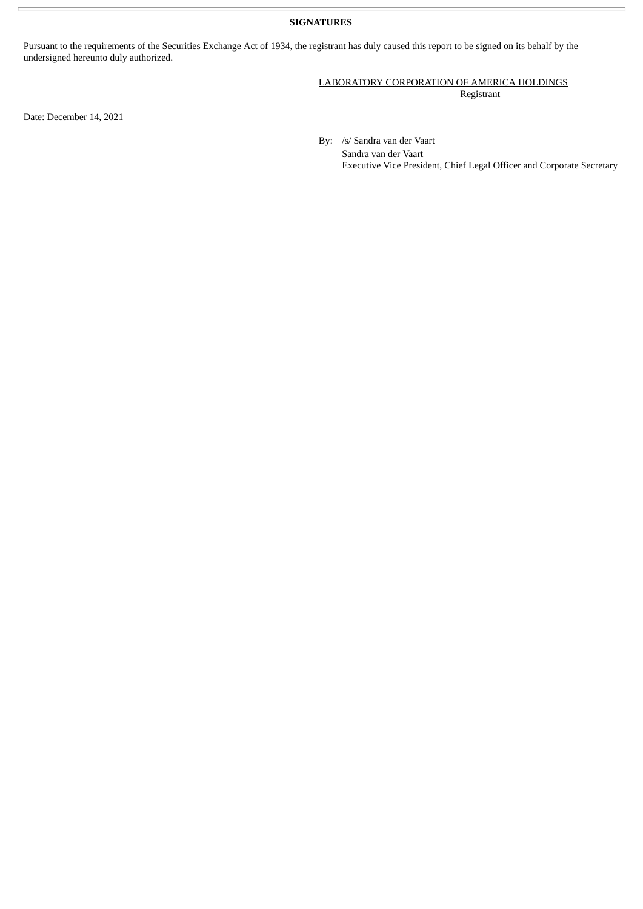**SIGNATURES**

Pursuant to the requirements of the Securities Exchange Act of 1934, the registrant has duly caused this report to be signed on its behalf by the undersigned hereunto duly authorized.

LABORATORY CORPORATION OF AMERICA HOLDINGS
Registrant

Date: December 14, 2021

By: /s/ Sandra van der Vaart
Sandra van der Vaart
Executive Vice President, Chief Legal Officer and Corporate Secretary